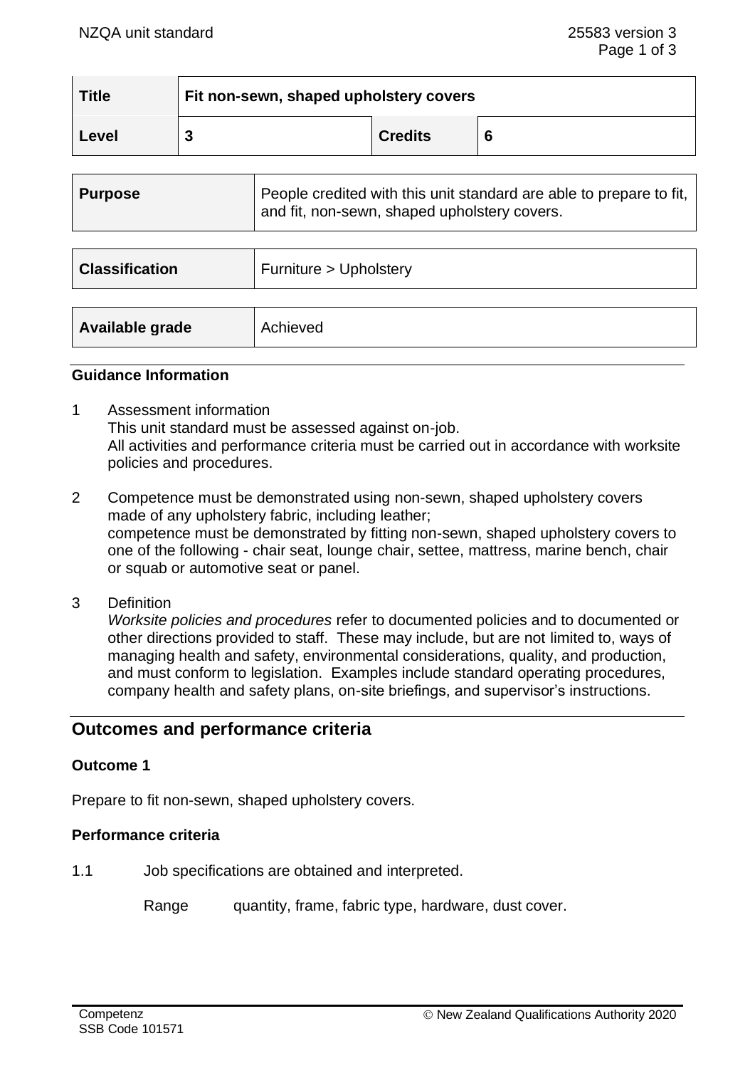| Title | Fit non-sewn, shaped upholstery covers | | |
|---|---|---|---|
| Level | 3 | Credits | 6 |

| Purpose | People credited with this unit standard are able to prepare to fit, and fit, non-sewn, shaped upholstery covers. |
|---|---|

| Classification | Furniture > Upholstery |
|---|---|

| Available grade | Achieved |
|---|---|

### Guidance Information

1 Assessment information
This unit standard must be assessed against on-job.
All activities and performance criteria must be carried out in accordance with worksite policies and procedures.

2 Competence must be demonstrated using non-sewn, shaped upholstery covers made of any upholstery fabric, including leather;
competence must be demonstrated by fitting non-sewn, shaped upholstery covers to one of the following - chair seat, lounge chair, settee, mattress, marine bench, chair or squab or automotive seat or panel.

3 Definition
*Worksite policies and procedures* refer to documented policies and to documented or other directions provided to staff. These may include, but are not limited to, ways of managing health and safety, environmental considerations, quality, and production, and must conform to legislation. Examples include standard operating procedures, company health and safety plans, on-site briefings, and supervisor's instructions.

## Outcomes and performance criteria

### Outcome 1

Prepare to fit non-sewn, shaped upholstery covers.

### Performance criteria

1.1 Job specifications are obtained and interpreted.

Range quantity, frame, fabric type, hardware, dust cover.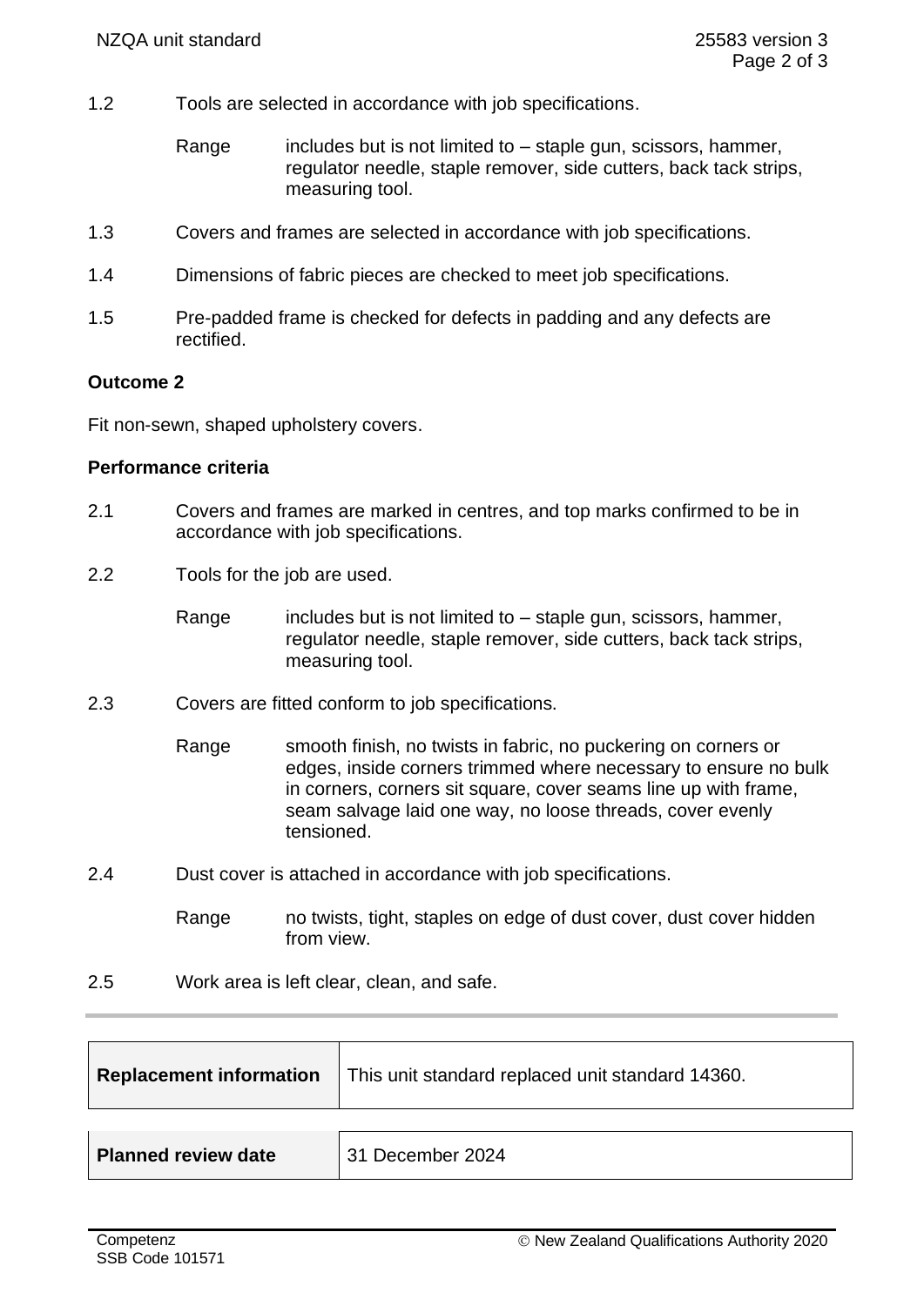1.2 Tools are selected in accordance with job specifications.

Range includes but is not limited to – staple gun, scissors, hammer, regulator needle, staple remover, side cutters, back tack strips, measuring tool.

1.3 Covers and frames are selected in accordance with job specifications.

1.4 Dimensions of fabric pieces are checked to meet job specifications.

1.5 Pre-padded frame is checked for defects in padding and any defects are rectified.

**Outcome 2**

Fit non-sewn, shaped upholstery covers.

**Performance criteria**

2.1 Covers and frames are marked in centres, and top marks confirmed to be in accordance with job specifications.

2.2 Tools for the job are used.

Range includes but is not limited to – staple gun, scissors, hammer, regulator needle, staple remover, side cutters, back tack strips, measuring tool.

2.3 Covers are fitted conform to job specifications.

Range smooth finish, no twists in fabric, no puckering on corners or edges, inside corners trimmed where necessary to ensure no bulk in corners, corners sit square, cover seams line up with frame, seam salvage laid one way, no loose threads, cover evenly tensioned.

2.4 Dust cover is attached in accordance with job specifications.

Range no twists, tight, staples on edge of dust cover, dust cover hidden from view.

2.5 Work area is left clear, clean, and safe.

| **Replacement information** | This unit standard replaced unit standard 14360. |
|---|---|

| **Planned review date** | 31 December 2024 |
|---|---|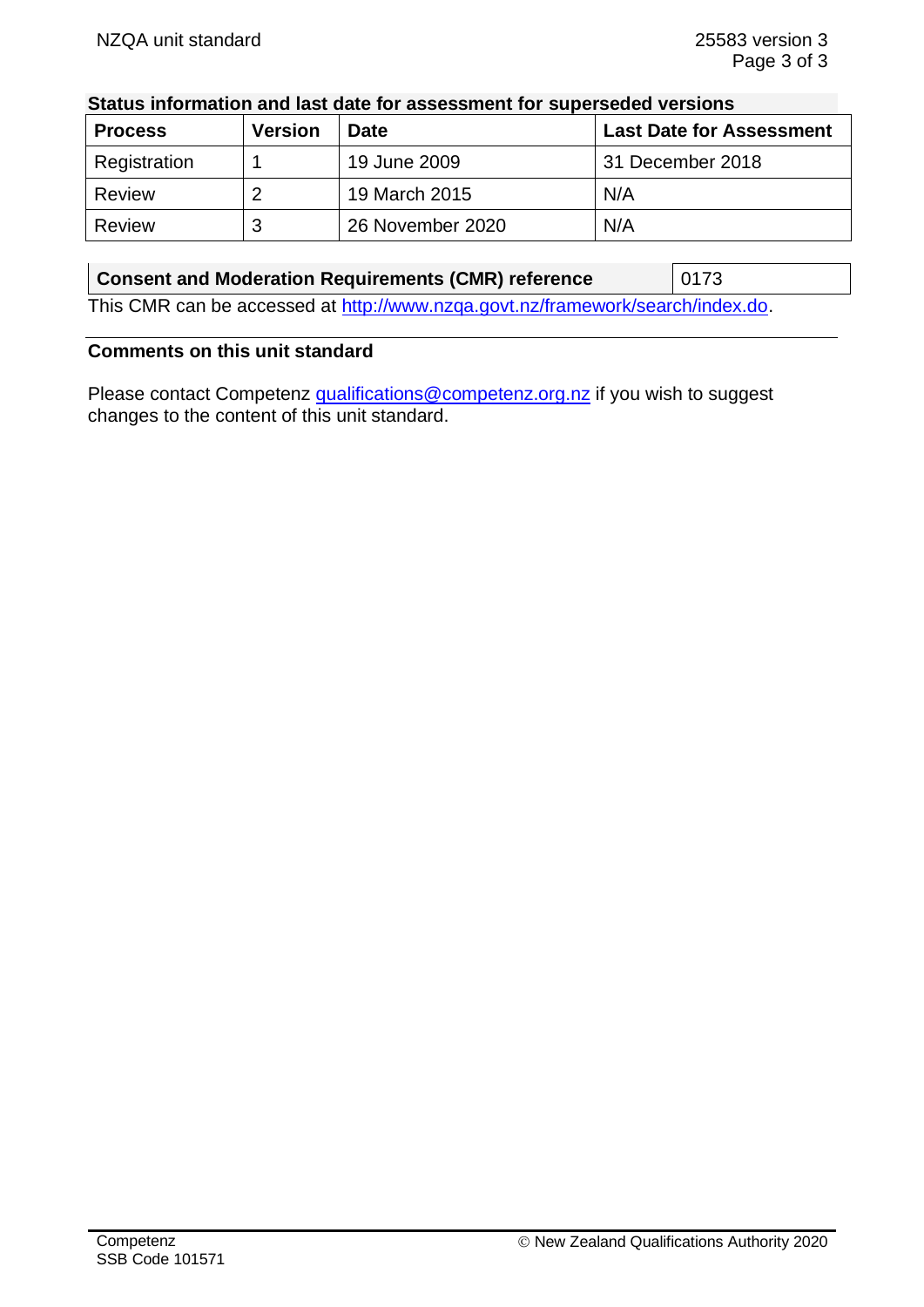**Status information and last date for assessment for superseded versions**

| Process | Version | Date | Last Date for Assessment |
|---|---|---|---|
| Registration | 1 | 19 June 2009 | 31 December 2018 |
| Review | 2 | 19 March 2015 | N/A |
| Review | 3 | 26 November 2020 | N/A |

| Consent and Moderation Requirements (CMR) reference | 0173 |
|---|---|

This CMR can be accessed at http://www.nzqa.govt.nz/framework/search/index.do.

**Comments on this unit standard**

Please contact Competenz qualifications@competenz.org.nz if you wish to suggest changes to the content of this unit standard.